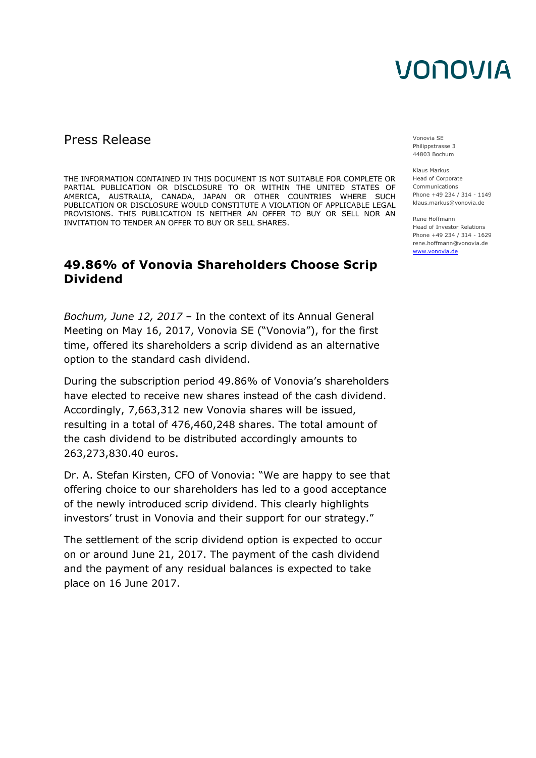VONOVIA

Press Release

Vonovia SE
Philippstrasse 3
44803 Bochum

Klaus Markus
Head of Corporate Communications
Phone +49 234 / 314 - 1149
klaus.markus@vonovia.de

Rene Hoffmann
Head of Investor Relations
Phone +49 234 / 314 - 1629
rene.hoffmann@vonovia.de
www.vonovia.de

THE INFORMATION CONTAINED IN THIS DOCUMENT IS NOT SUITABLE FOR COMPLETE OR PARTIAL PUBLICATION OR DISCLOSURE TO OR WITHIN THE UNITED STATES OF AMERICA, AUSTRALIA, CANADA, JAPAN OR OTHER COUNTRIES WHERE SUCH PUBLICATION OR DISCLOSURE WOULD CONSTITUTE A VIOLATION OF APPLICABLE LEGAL PROVISIONS. THIS PUBLICATION IS NEITHER AN OFFER TO BUY OR SELL NOR AN INVITATION TO TENDER AN OFFER TO BUY OR SELL SHARES.

# 49.86% of Vonovia Shareholders Choose Scrip Dividend

*Bochum, June 12, 2017* – In the context of its Annual General Meeting on May 16, 2017, Vonovia SE ("Vonovia"), for the first time, offered its shareholders a scrip dividend as an alternative option to the standard cash dividend.

During the subscription period 49.86% of Vonovia's shareholders have elected to receive new shares instead of the cash dividend. Accordingly, 7,663,312 new Vonovia shares will be issued, resulting in a total of 476,460,248 shares. The total amount of the cash dividend to be distributed accordingly amounts to 263,273,830.40 euros.

Dr. A. Stefan Kirsten, CFO of Vonovia: "We are happy to see that offering choice to our shareholders has led to a good acceptance of the newly introduced scrip dividend. This clearly highlights investors' trust in Vonovia and their support for our strategy."

The settlement of the scrip dividend option is expected to occur on or around June 21, 2017. The payment of the cash dividend and the payment of any residual balances is expected to take place on 16 June 2017.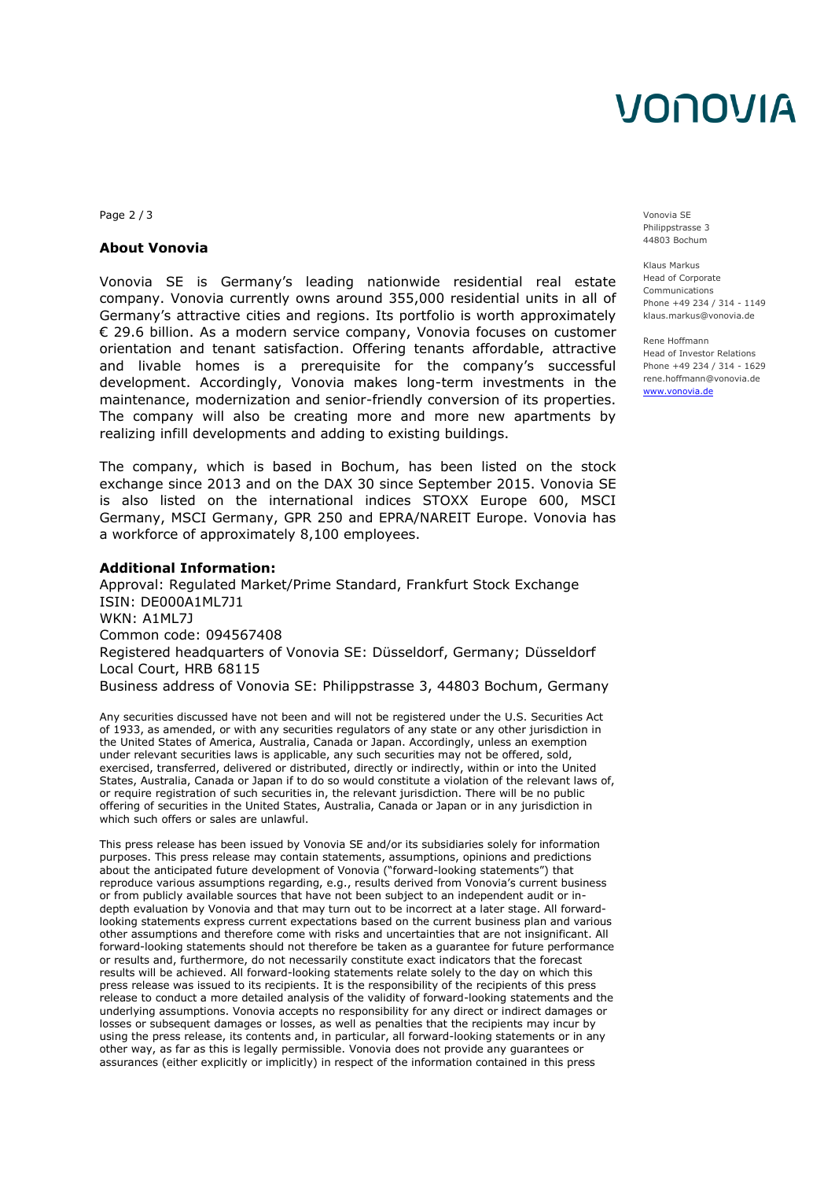Vonovia SE
Philippstrasse 3
44803 Bochum

Klaus Markus
Head of Corporate Communications
Phone +49 234 / 314 - 1149
klaus.markus@vonovia.de

Rene Hoffmann
Head of Investor Relations
Phone +49 234 / 314 - 1629
rene.hoffmann@vonovia.de
www.vonovia.de

**About Vonovia**

Vonovia SE is Germany's leading nationwide residential real estate company. Vonovia currently owns around 355,000 residential units in all of Germany's attractive cities and regions. Its portfolio is worth approximately € 29.6 billion. As a modern service company, Vonovia focuses on customer orientation and tenant satisfaction. Offering tenants affordable, attractive and livable homes is a prerequisite for the company's successful development. Accordingly, Vonovia makes long-term investments in the maintenance, modernization and senior-friendly conversion of its properties. The company will also be creating more and more new apartments by realizing infill developments and adding to existing buildings.

The company, which is based in Bochum, has been listed on the stock exchange since 2013 and on the DAX 30 since September 2015. Vonovia SE is also listed on the international indices STOXX Europe 600, MSCI Germany, MSCI Germany, GPR 250 and EPRA/NAREIT Europe. Vonovia has a workforce of approximately 8,100 employees.

**Additional Information:**

Approval: Regulated Market/Prime Standard, Frankfurt Stock Exchange
ISIN: DE000A1ML7J1
WKN: A1ML7J
Common code: 094567408
Registered headquarters of Vonovia SE: Düsseldorf, Germany; Düsseldorf Local Court, HRB 68115
Business address of Vonovia SE: Philippstrasse 3, 44803 Bochum, Germany

Any securities discussed have not been and will not be registered under the U.S. Securities Act of 1933, as amended, or with any securities regulators of any state or any other jurisdiction in the United States of America, Australia, Canada or Japan. Accordingly, unless an exemption under relevant securities laws is applicable, any such securities may not be offered, sold, exercised, transferred, delivered or distributed, directly or indirectly, within or into the United States, Australia, Canada or Japan if to do so would constitute a violation of the relevant laws of, or require registration of such securities in, the relevant jurisdiction. There will be no public offering of securities in the United States, Australia, Canada or Japan or in any jurisdiction in which such offers or sales are unlawful.

This press release has been issued by Vonovia SE and/or its subsidiaries solely for information purposes. This press release may contain statements, assumptions, opinions and predictions about the anticipated future development of Vonovia ("forward-looking statements") that reproduce various assumptions regarding, e.g., results derived from Vonovia's current business or from publicly available sources that have not been subject to an independent audit or in-depth evaluation by Vonovia and that may turn out to be incorrect at a later stage. All forward-looking statements express current expectations based on the current business plan and various other assumptions and therefore come with risks and uncertainties that are not insignificant. All forward-looking statements should not therefore be taken as a guarantee for future performance or results and, furthermore, do not necessarily constitute exact indicators that the forecast results will be achieved. All forward-looking statements relate solely to the day on which this press release was issued to its recipients. It is the responsibility of the recipients of this press release to conduct a more detailed analysis of the validity of forward-looking statements and the underlying assumptions. Vonovia accepts no responsibility for any direct or indirect damages or losses or subsequent damages or losses, as well as penalties that the recipients may incur by using the press release, its contents and, in particular, all forward-looking statements or in any other way, as far as this is legally permissible. Vonovia does not provide any guarantees or assurances (either explicitly or implicitly) in respect of the information contained in this press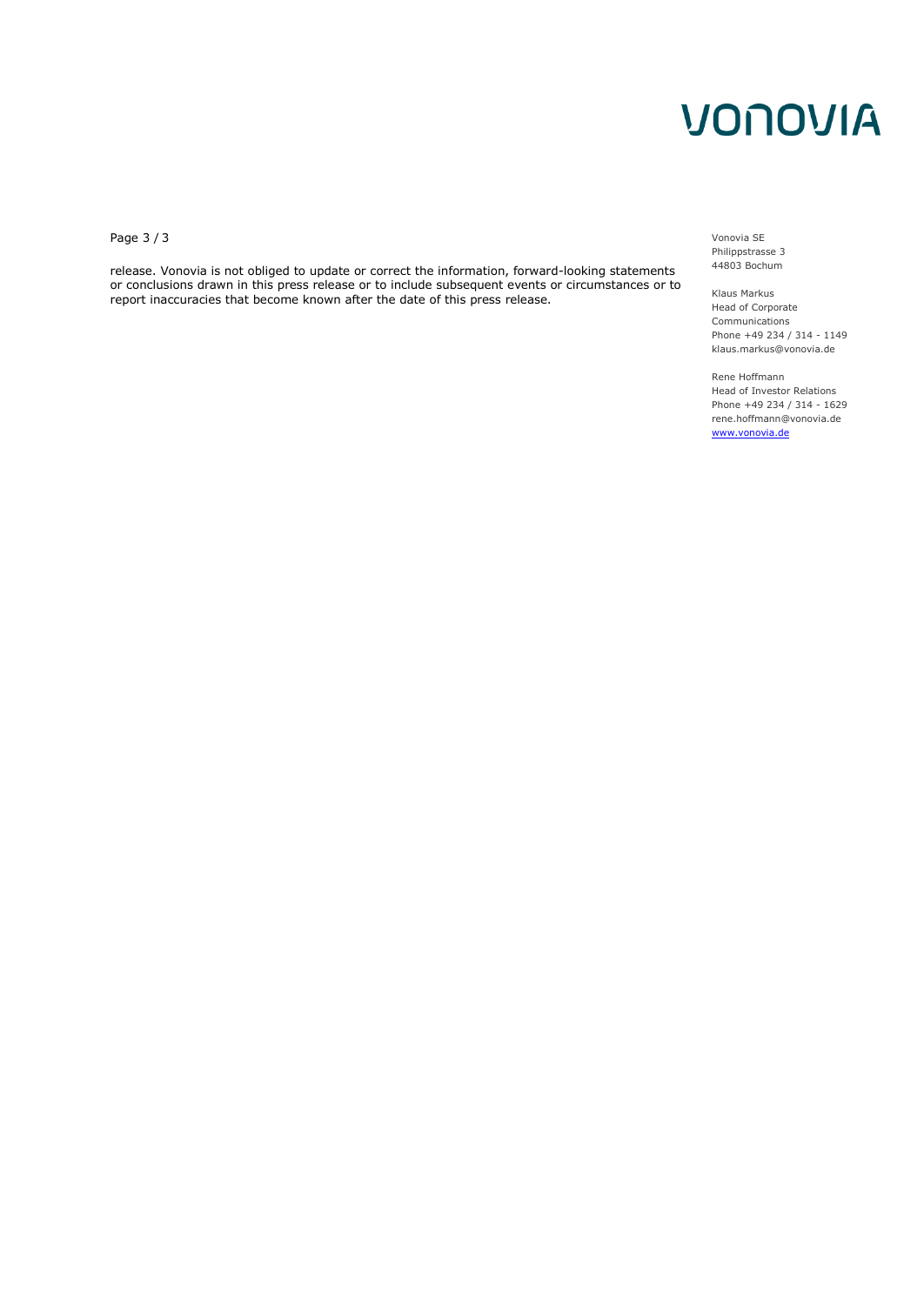release. Vonovia is not obliged to update or correct the information, forward-looking statements or conclusions drawn in this press release or to include subsequent events or circumstances or to report inaccuracies that become known after the date of this press release.

Vonovia SE
Philippstrasse 3
44803 Bochum

Klaus Markus
Head of Corporate Communications
Phone +49 234 / 314 - 1149
klaus.markus@vonovia.de

Rene Hoffmann
Head of Investor Relations
Phone +49 234 / 314 - 1629
rene.hoffmann@vonovia.de
www.vonovia.de